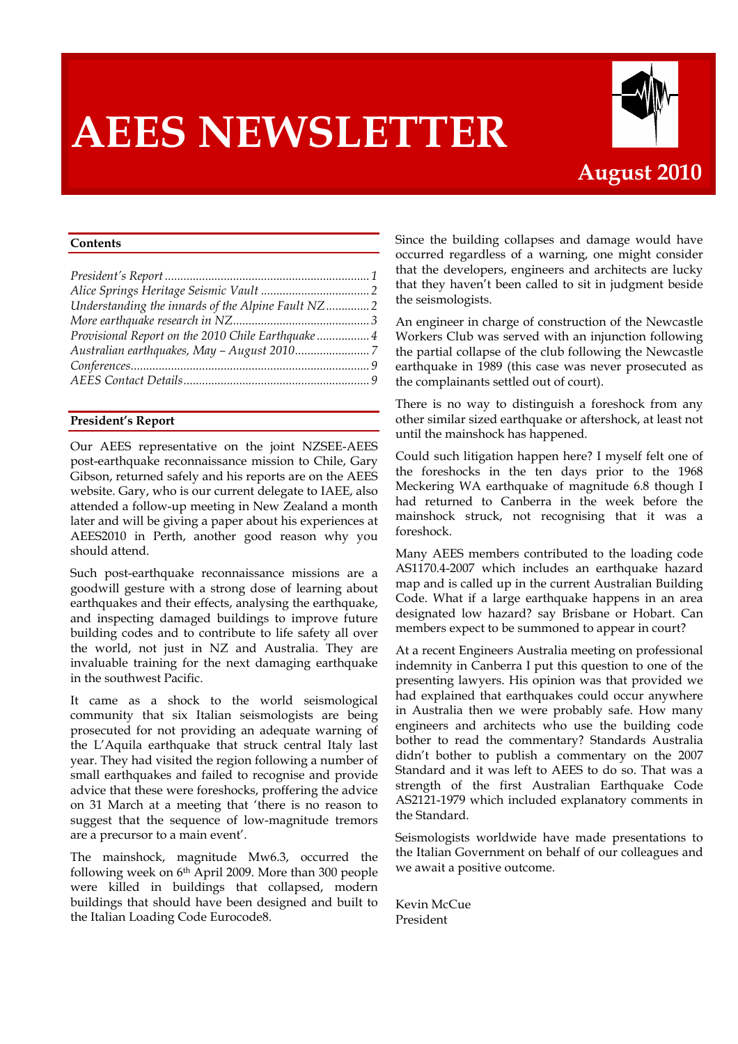# AEES NEWSLETTER

**August 2010**

## Contents

*President's Report* ... 1
*Alice Springs Heritage Seismic Vault* ... 2
*Understanding the innards of the Alpine Fault NZ* ... 2
*More earthquake research in NZ* ... 3
*Provisional Report on the 2010 Chile Earthquake* ... 4
*Australian earthquakes, May – August 2010* ... 7
*Conferences* ... 9
*AEES Contact Details* ... 9

## President's Report

Our AEES representative on the joint NZSEE-AEES post-earthquake reconnaissance mission to Chile, Gary Gibson, returned safely and his reports are on the AEES website. Gary, who is our current delegate to IAEE, also attended a follow-up meeting in New Zealand a month later and will be giving a paper about his experiences at AEES2010 in Perth, another good reason why you should attend.

Such post-earthquake reconnaissance missions are a goodwill gesture with a strong dose of learning about earthquakes and their effects, analysing the earthquake, and inspecting damaged buildings to improve future building codes and to contribute to life safety all over the world, not just in NZ and Australia. They are invaluable training for the next damaging earthquake in the southwest Pacific.

It came as a shock to the world seismological community that six Italian seismologists are being prosecuted for not providing an adequate warning of the L'Aquila earthquake that struck central Italy last year. They had visited the region following a number of small earthquakes and failed to recognise and provide advice that these were foreshocks, proffering the advice on 31 March at a meeting that 'there is no reason to suggest that the sequence of low-magnitude tremors are a precursor to a main event'.

The mainshock, magnitude Mw6.3, occurred the following week on 6th April 2009. More than 300 people were killed in buildings that collapsed, modern buildings that should have been designed and built to the Italian Loading Code Eurocode8.

Since the building collapses and damage would have occurred regardless of a warning, one might consider that the developers, engineers and architects are lucky that they haven't been called to sit in judgment beside the seismologists.

An engineer in charge of construction of the Newcastle Workers Club was served with an injunction following the partial collapse of the club following the Newcastle earthquake in 1989 (this case was never prosecuted as the complainants settled out of court).

There is no way to distinguish a foreshock from any other similar sized earthquake or aftershock, at least not until the mainshock has happened.

Could such litigation happen here? I myself felt one of the foreshocks in the ten days prior to the 1968 Meckering WA earthquake of magnitude 6.8 though I had returned to Canberra in the week before the mainshock struck, not recognising that it was a foreshock.

Many AEES members contributed to the loading code AS1170.4-2007 which includes an earthquake hazard map and is called up in the current Australian Building Code. What if a large earthquake happens in an area designated low hazard? say Brisbane or Hobart. Can members expect to be summoned to appear in court?

At a recent Engineers Australia meeting on professional indemnity in Canberra I put this question to one of the presenting lawyers. His opinion was that provided we had explained that earthquakes could occur anywhere in Australia then we were probably safe. How many engineers and architects who use the building code bother to read the commentary? Standards Australia didn't bother to publish a commentary on the 2007 Standard and it was left to AEES to do so. That was a strength of the first Australian Earthquake Code AS2121-1979 which included explanatory comments in the Standard.

Seismologists worldwide have made presentations to the Italian Government on behalf of our colleagues and we await a positive outcome.

Kevin McCue
President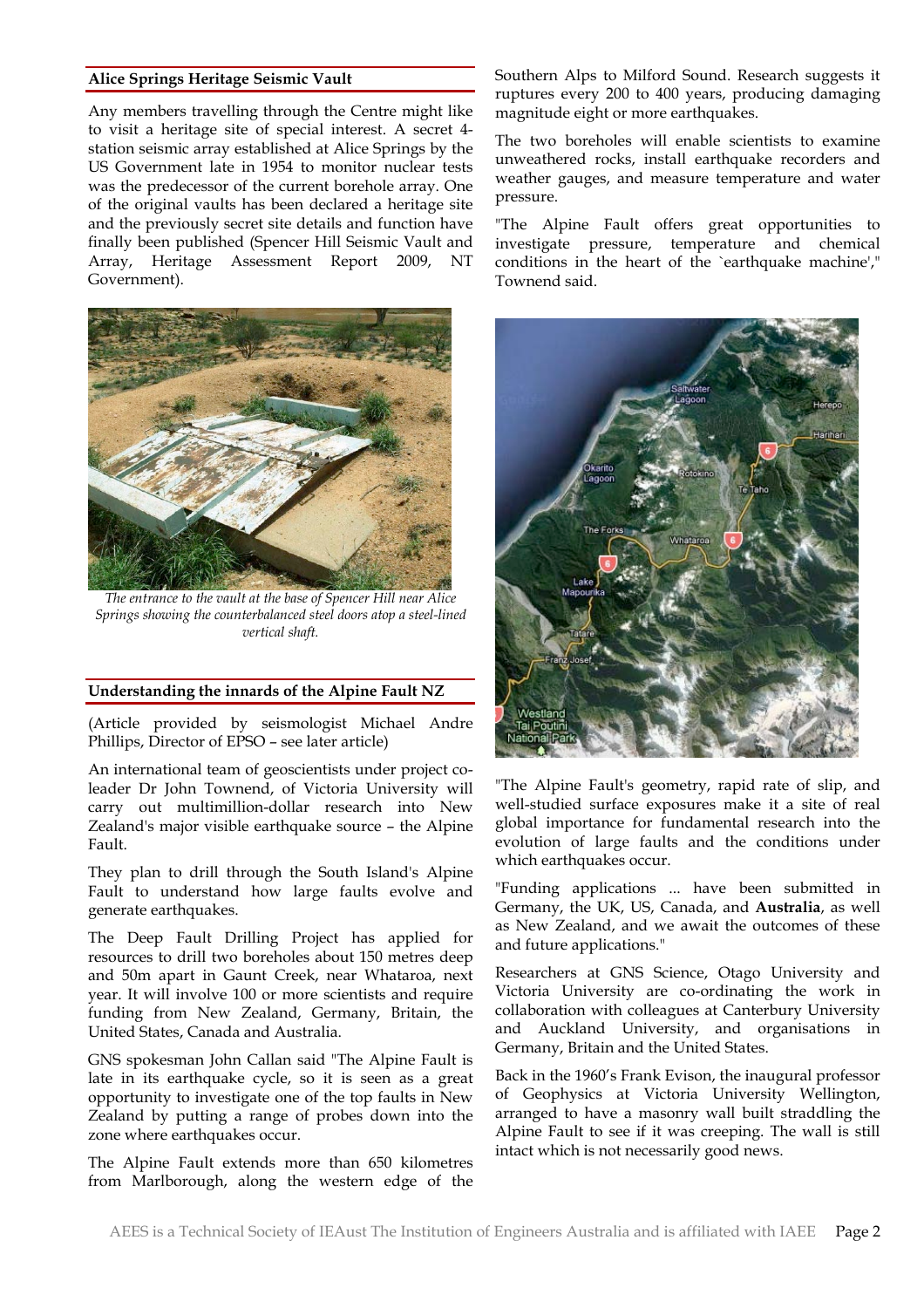## Alice Springs Heritage Seismic Vault

Any members travelling through the Centre might like to visit a heritage site of special interest. A secret 4-station seismic array established at Alice Springs by the US Government late in 1954 to monitor nuclear tests was the predecessor of the current borehole array. One of the original vaults has been declared a heritage site and the previously secret site details and function have finally been published (Spencer Hill Seismic Vault and Array, Heritage Assessment Report 2009, NT Government).

*The entrance to the vault at the base of Spencer Hill near Alice Springs showing the counterbalanced steel doors atop a steel-lined vertical shaft.*

## Understanding the innards of the Alpine Fault NZ

(Article provided by seismologist Michael Andre Phillips, Director of EPSO – see later article)

An international team of geoscientists under project co-leader Dr John Townend, of Victoria University will carry out multimillion-dollar research into New Zealand's major visible earthquake source – the Alpine Fault.

They plan to drill through the South Island's Alpine Fault to understand how large faults evolve and generate earthquakes.

The Deep Fault Drilling Project has applied for resources to drill two boreholes about 150 metres deep and 50m apart in Gaunt Creek, near Whataroa, next year. It will involve 100 or more scientists and require funding from New Zealand, Germany, Britain, the United States, Canada and Australia.

GNS spokesman John Callan said "The Alpine Fault is late in its earthquake cycle, so it is seen as a great opportunity to investigate one of the top faults in New Zealand by putting a range of probes down into the zone where earthquakes occur.

The Alpine Fault extends more than 650 kilometres from Marlborough, along the western edge of the Southern Alps to Milford Sound. Research suggests it ruptures every 200 to 400 years, producing damaging magnitude eight or more earthquakes.

The two boreholes will enable scientists to examine unweathered rocks, install earthquake recorders and weather gauges, and measure temperature and water pressure.

"The Alpine Fault offers great opportunities to investigate pressure, temperature and chemical conditions in the heart of the `earthquake machine'," Townend said.

"The Alpine Fault's geometry, rapid rate of slip, and well-studied surface exposures make it a site of real global importance for fundamental research into the evolution of large faults and the conditions under which earthquakes occur.

"Funding applications ... have been submitted in Germany, the UK, US, Canada, and **Australia**, as well as New Zealand, and we await the outcomes of these and future applications."

Researchers at GNS Science, Otago University and Victoria University are co-ordinating the work in collaboration with colleagues at Canterbury University and Auckland University, and organisations in Germany, Britain and the United States.

Back in the 1960's Frank Evison, the inaugural professor of Geophysics at Victoria University Wellington, arranged to have a masonry wall built straddling the Alpine Fault to see if it was creeping. The wall is still intact which is not necessarily good news.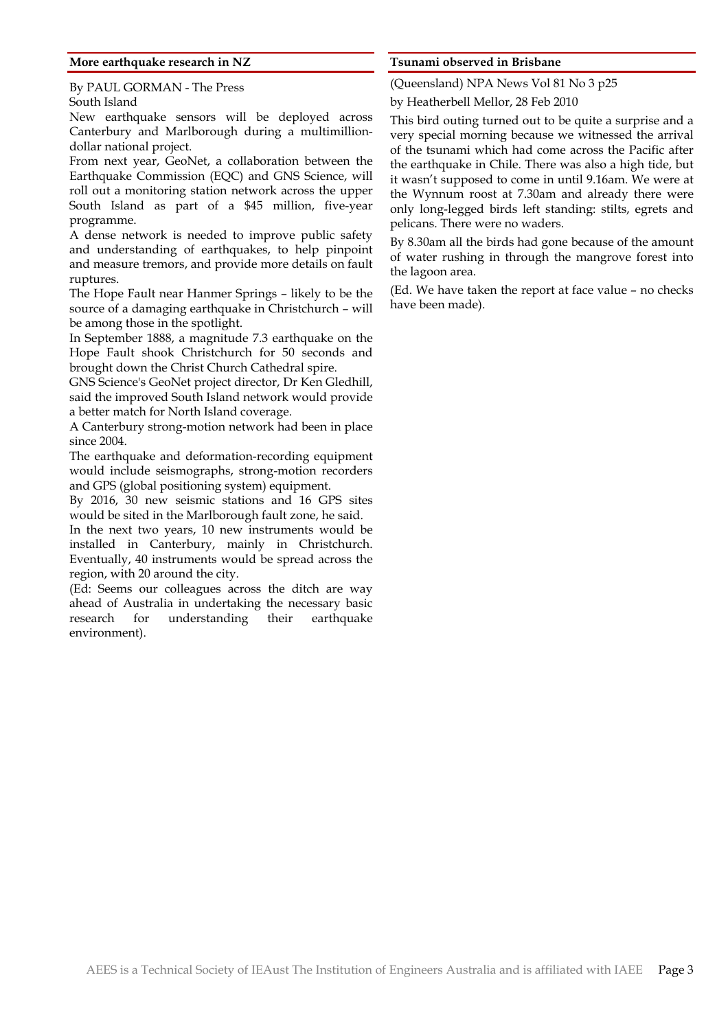## More earthquake research in NZ

By PAUL GORMAN - The Press
South Island

New earthquake sensors will be deployed across Canterbury and Marlborough during a multimillion-dollar national project.

From next year, GeoNet, a collaboration between the Earthquake Commission (EQC) and GNS Science, will roll out a monitoring station network across the upper South Island as part of a $45 million, five-year programme.

A dense network is needed to improve public safety and understanding of earthquakes, to help pinpoint and measure tremors, and provide more details on fault ruptures.

The Hope Fault near Hanmer Springs – likely to be the source of a damaging earthquake in Christchurch – will be among those in the spotlight.

In September 1888, a magnitude 7.3 earthquake on the Hope Fault shook Christchurch for 50 seconds and brought down the Christ Church Cathedral spire.

GNS Science's GeoNet project director, Dr Ken Gledhill, said the improved South Island network would provide a better match for North Island coverage.

A Canterbury strong-motion network had been in place since 2004.

The earthquake and deformation-recording equipment would include seismographs, strong-motion recorders and GPS (global positioning system) equipment.

By 2016, 30 new seismic stations and 16 GPS sites would be sited in the Marlborough fault zone, he said.

In the next two years, 10 new instruments would be installed in Canterbury, mainly in Christchurch. Eventually, 40 instruments would be spread across the region, with 20 around the city.

(Ed: Seems our colleagues across the ditch are way ahead of Australia in undertaking the necessary basic research for understanding their earthquake environment).

## Tsunami observed in Brisbane

(Queensland) NPA News Vol 81 No 3 p25

by Heatherbell Mellor, 28 Feb 2010

This bird outing turned out to be quite a surprise and a very special morning because we witnessed the arrival of the tsunami which had come across the Pacific after the earthquake in Chile. There was also a high tide, but it wasn't supposed to come in until 9.16am. We were at the Wynnum roost at 7.30am and already there were only long-legged birds left standing: stilts, egrets and pelicans. There were no waders.

By 8.30am all the birds had gone because of the amount of water rushing in through the mangrove forest into the lagoon area.

(Ed. We have taken the report at face value – no checks have been made).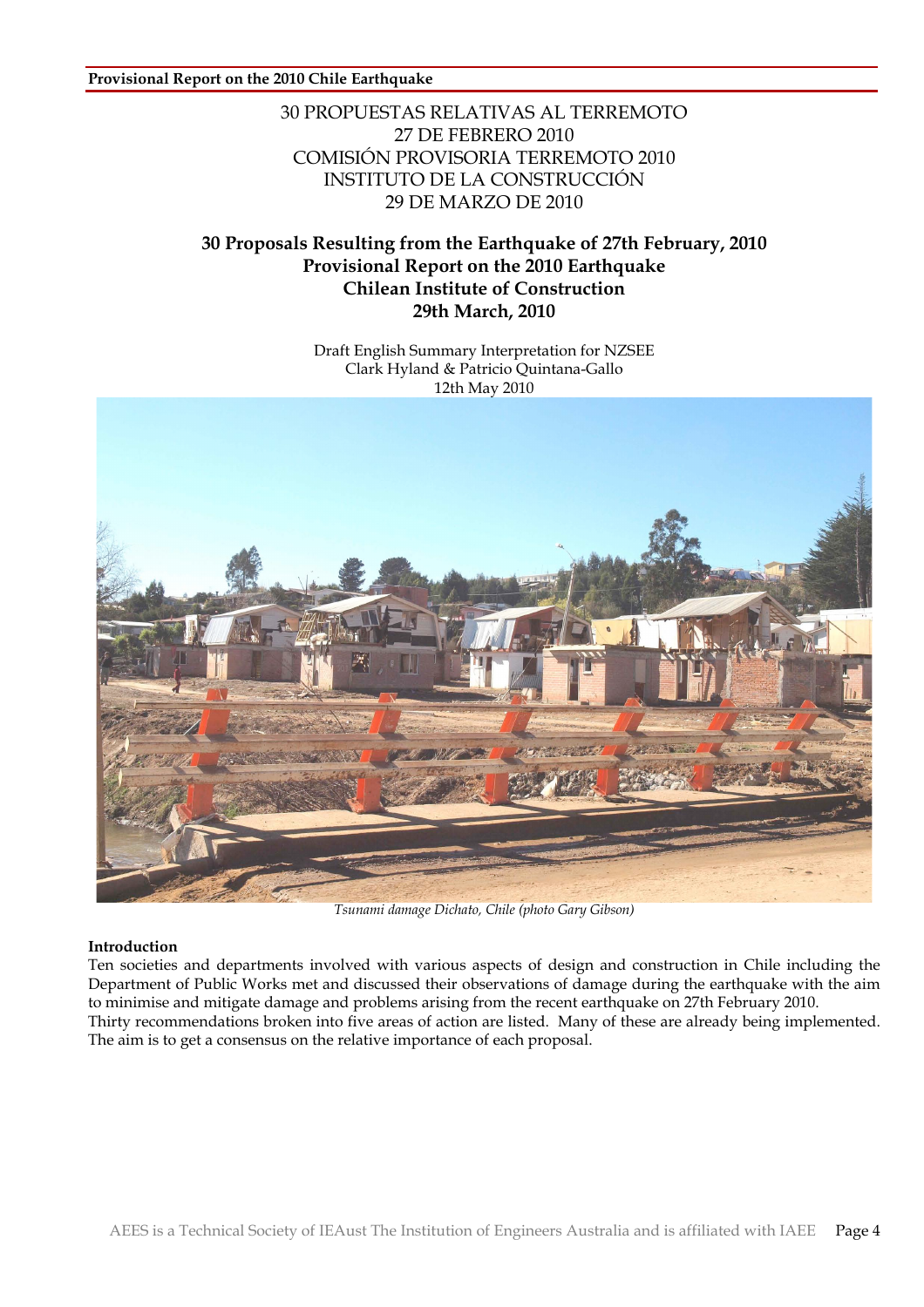30 PROPUESTAS RELATIVAS AL TERREMOTO
27 DE FEBRERO 2010
COMISIÓN PROVISORIA TERREMOTO 2010
INSTITUTO DE LA CONSTRUCCIÓN
29 DE MARZO DE 2010

## 30 Proposals Resulting from the Earthquake of 27th February, 2010
## Provisional Report on the 2010 Earthquake
## Chilean Institute of Construction
## 29th March, 2010

Draft English Summary Interpretation for NZSEE
Clark Hyland & Patricio Quintana-Gallo
12th May 2010

*Tsunami damage Dichato, Chile (photo Gary Gibson)*

**Introduction**

Ten societies and departments involved with various aspects of design and construction in Chile including the Department of Public Works met and discussed their observations of damage during the earthquake with the aim to minimise and mitigate damage and problems arising from the recent earthquake on 27th February 2010.
Thirty recommendations broken into five areas of action are listed. Many of these are already being implemented. The aim is to get a consensus on the relative importance of each proposal.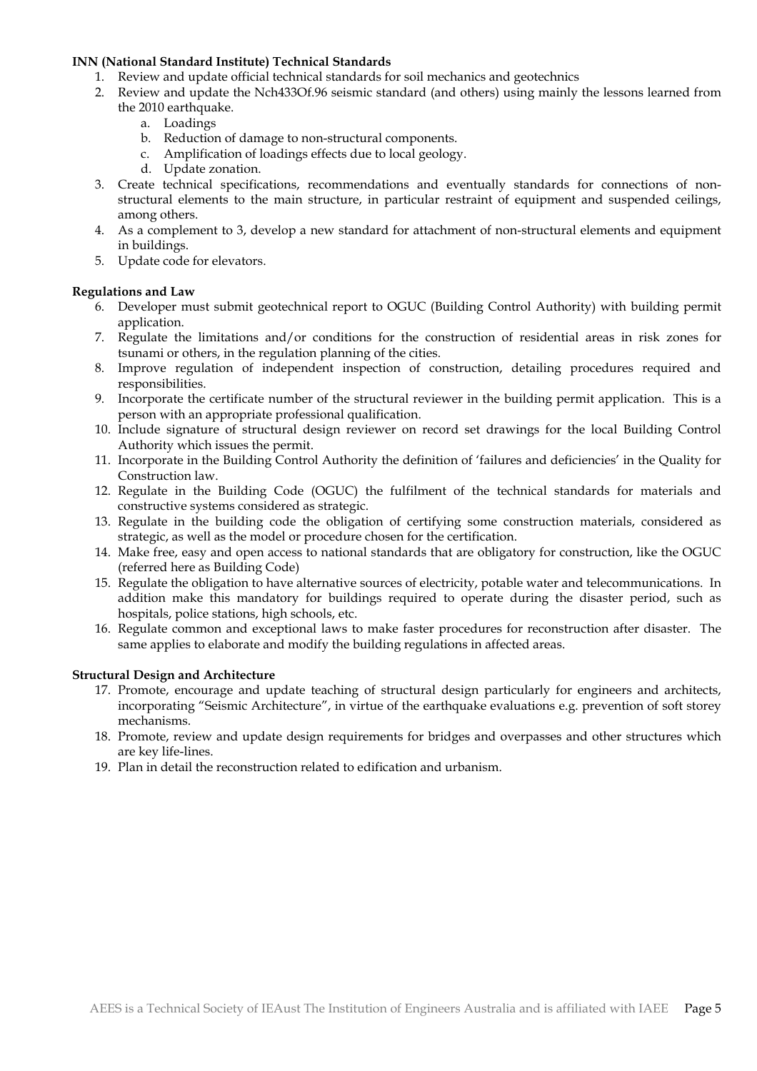**INN (National Standard Institute) Technical Standards**

1. Review and update official technical standards for soil mechanics and geotechnics
2. Review and update the Nch433Of.96 seismic standard (and others) using mainly the lessons learned from the 2010 earthquake.
   a. Loadings
   b. Reduction of damage to non-structural components.
   c. Amplification of loadings effects due to local geology.
   d. Update zonation.
3. Create technical specifications, recommendations and eventually standards for connections of non-structural elements to the main structure, in particular restraint of equipment and suspended ceilings, among others.
4. As a complement to 3, develop a new standard for attachment of non-structural elements and equipment in buildings.
5. Update code for elevators.

**Regulations and Law**

6. Developer must submit geotechnical report to OGUC (Building Control Authority) with building permit application.
7. Regulate the limitations and/or conditions for the construction of residential areas in risk zones for tsunami or others, in the regulation planning of the cities.
8. Improve regulation of independent inspection of construction, detailing procedures required and responsibilities.
9. Incorporate the certificate number of the structural reviewer in the building permit application. This is a person with an appropriate professional qualification.
10. Include signature of structural design reviewer on record set drawings for the local Building Control Authority which issues the permit.
11. Incorporate in the Building Control Authority the definition of 'failures and deficiencies' in the Quality for Construction law.
12. Regulate in the Building Code (OGUC) the fulfilment of the technical standards for materials and constructive systems considered as strategic.
13. Regulate in the building code the obligation of certifying some construction materials, considered as strategic, as well as the model or procedure chosen for the certification.
14. Make free, easy and open access to national standards that are obligatory for construction, like the OGUC (referred here as Building Code)
15. Regulate the obligation to have alternative sources of electricity, potable water and telecommunications. In addition make this mandatory for buildings required to operate during the disaster period, such as hospitals, police stations, high schools, etc.
16. Regulate common and exceptional laws to make faster procedures for reconstruction after disaster. The same applies to elaborate and modify the building regulations in affected areas.

**Structural Design and Architecture**

17. Promote, encourage and update teaching of structural design particularly for engineers and architects, incorporating "Seismic Architecture", in virtue of the earthquake evaluations e.g. prevention of soft storey mechanisms.
18. Promote, review and update design requirements for bridges and overpasses and other structures which are key life-lines.
19. Plan in detail the reconstruction related to edification and urbanism.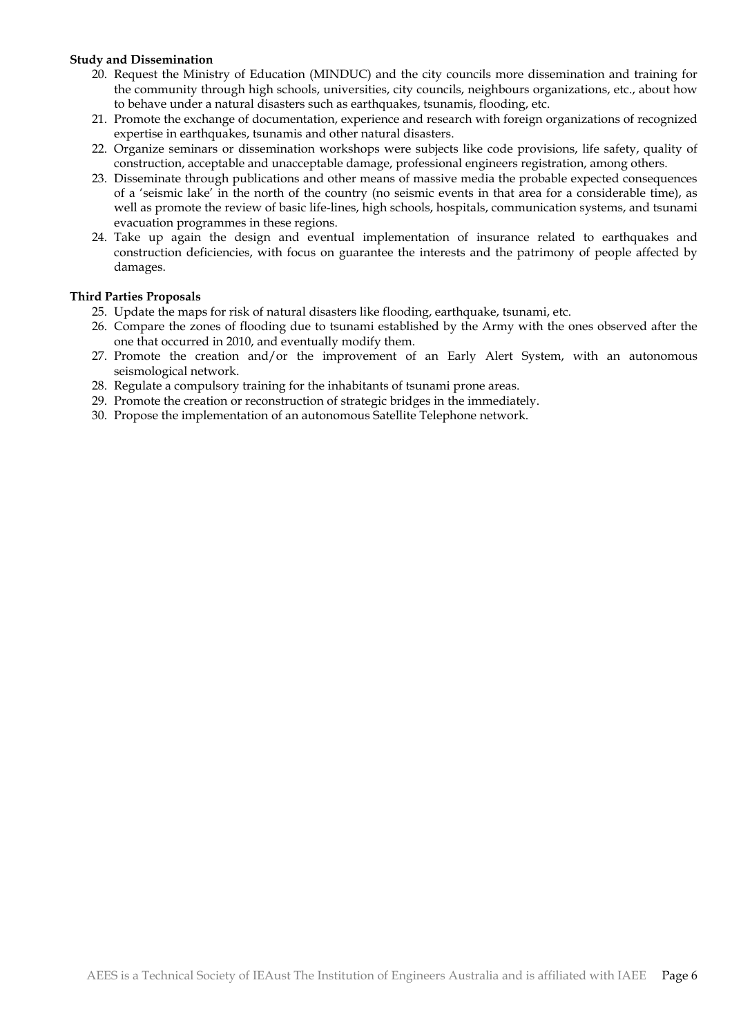**Study and Dissemination**

20. Request the Ministry of Education (MINDUC) and the city councils more dissemination and training for the community through high schools, universities, city councils, neighbours organizations, etc., about how to behave under a natural disasters such as earthquakes, tsunamis, flooding, etc.
21. Promote the exchange of documentation, experience and research with foreign organizations of recognized expertise in earthquakes, tsunamis and other natural disasters.
22. Organize seminars or dissemination workshops were subjects like code provisions, life safety, quality of construction, acceptable and unacceptable damage, professional engineers registration, among others.
23. Disseminate through publications and other means of massive media the probable expected consequences of a 'seismic lake' in the north of the country (no seismic events in that area for a considerable time), as well as promote the review of basic life-lines, high schools, hospitals, communication systems, and tsunami evacuation programmes in these regions.
24. Take up again the design and eventual implementation of insurance related to earthquakes and construction deficiencies, with focus on guarantee the interests and the patrimony of people affected by damages.

**Third Parties Proposals**

25. Update the maps for risk of natural disasters like flooding, earthquake, tsunami, etc.
26. Compare the zones of flooding due to tsunami established by the Army with the ones observed after the one that occurred in 2010, and eventually modify them.
27. Promote the creation and/or the improvement of an Early Alert System, with an autonomous seismological network.
28. Regulate a compulsory training for the inhabitants of tsunami prone areas.
29. Promote the creation or reconstruction of strategic bridges in the immediately.
30. Propose the implementation of an autonomous Satellite Telephone network.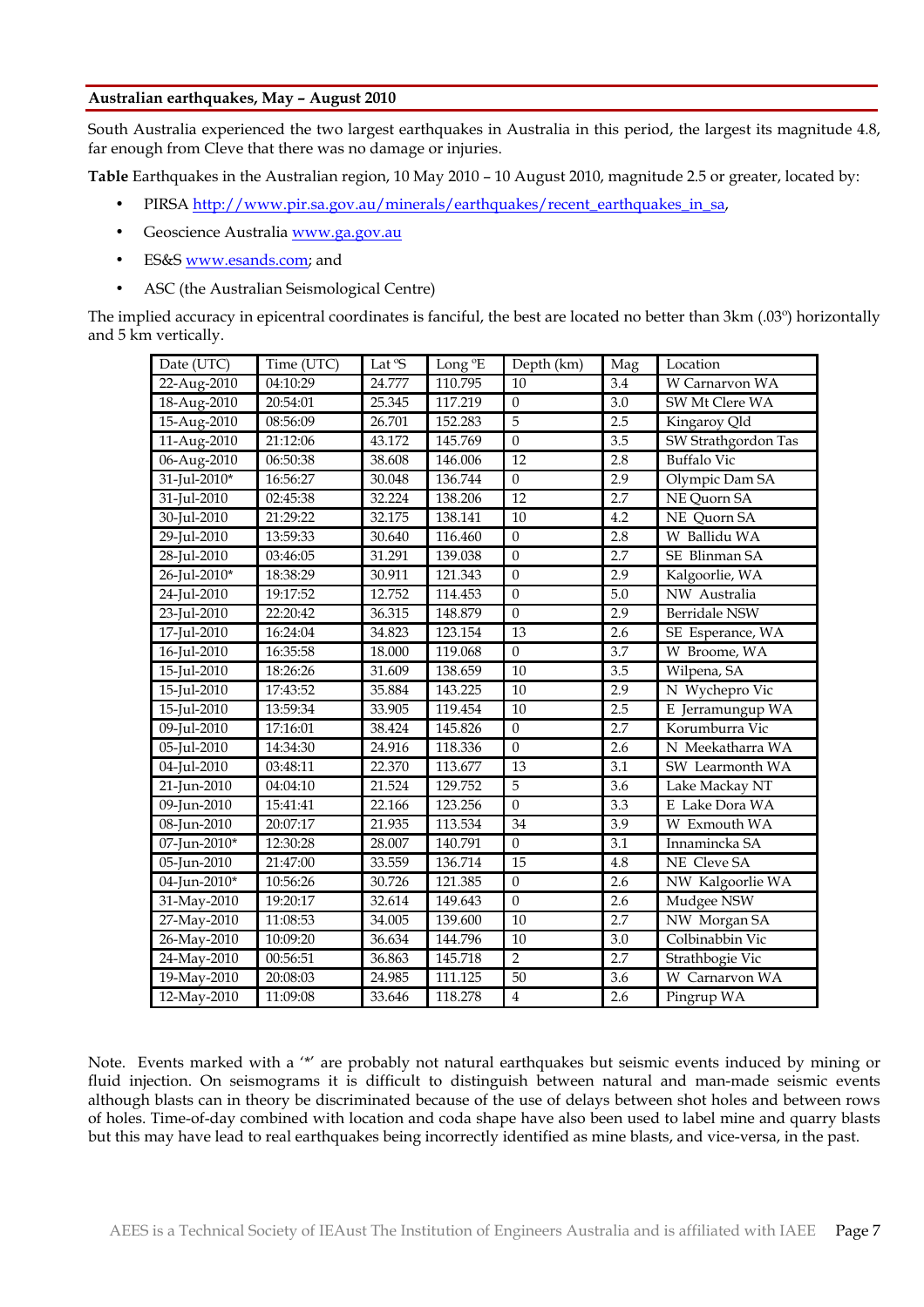## Australian earthquakes, May – August 2010

South Australia experienced the two largest earthquakes in Australia in this period, the largest its magnitude 4.8, far enough from Cleve that there was no damage or injuries.

**Table** Earthquakes in the Australian region, 10 May 2010 – 10 August 2010, magnitude 2.5 or greater, located by:

- PIRSA http://www.pir.sa.gov.au/minerals/earthquakes/recent_earthquakes_in_sa,
- Geoscience Australia www.ga.gov.au
- ES&S www.esands.com; and
- ASC (the Australian Seismological Centre)

The implied accuracy in epicentral coordinates is fanciful, the best are located no better than 3km (.03º) horizontally and 5 km vertically.

| Date (UTC) | Time (UTC) | Lat ºS | Long ºE | Depth (km) | Mag | Location |
|---|---|---|---|---|---|---|
| 22-Aug-2010 | 04:10:29 | 24.777 | 110.795 | 10 | 3.4 | W Carnarvon WA |
| 18-Aug-2010 | 20:54:01 | 25.345 | 117.219 | 0 | 3.0 | SW Mt Clere WA |
| 15-Aug-2010 | 08:56:09 | 26.701 | 152.283 | 5 | 2.5 | Kingaroy Qld |
| 11-Aug-2010 | 21:12:06 | 43.172 | 145.769 | 0 | 3.5 | SW Strathgordon Tas |
| 06-Aug-2010 | 06:50:38 | 38.608 | 146.006 | 12 | 2.8 | Buffalo Vic |
| 31-Jul-2010* | 16:56:27 | 30.048 | 136.744 | 0 | 2.9 | Olympic Dam SA |
| 31-Jul-2010 | 02:45:38 | 32.224 | 138.206 | 12 | 2.7 | NE Quorn SA |
| 30-Jul-2010 | 21:29:22 | 32.175 | 138.141 | 10 | 4.2 | NE Quorn SA |
| 29-Jul-2010 | 13:59:33 | 30.640 | 116.460 | 0 | 2.8 | W Ballidu WA |
| 28-Jul-2010 | 03:46:05 | 31.291 | 139.038 | 0 | 2.7 | SE Blinman SA |
| 26-Jul-2010* | 18:38:29 | 30.911 | 121.343 | 0 | 2.9 | Kalgoorlie, WA |
| 24-Jul-2010 | 19:17:52 | 12.752 | 114.453 | 0 | 5.0 | NW Australia |
| 23-Jul-2010 | 22:20:42 | 36.315 | 148.879 | 0 | 2.9 | Berridale NSW |
| 17-Jul-2010 | 16:24:04 | 34.823 | 123.154 | 13 | 2.6 | SE Esperance, WA |
| 16-Jul-2010 | 16:35:58 | 18.000 | 119.068 | 0 | 3.7 | W Broome, WA |
| 15-Jul-2010 | 18:26:26 | 31.609 | 138.659 | 10 | 3.5 | Wilpena, SA |
| 15-Jul-2010 | 17:43:52 | 35.884 | 143.225 | 10 | 2.9 | N Wychepro Vic |
| 15-Jul-2010 | 13:59:34 | 33.905 | 119.454 | 10 | 2.5 | E Jerramungup WA |
| 09-Jul-2010 | 17:16:01 | 38.424 | 145.826 | 0 | 2.7 | Korumburra Vic |
| 05-Jul-2010 | 14:34:30 | 24.916 | 118.336 | 0 | 2.6 | N Meekatharra WA |
| 04-Jul-2010 | 03:48:11 | 22.370 | 113.677 | 13 | 3.1 | SW Learmonth WA |
| 21-Jun-2010 | 04:04:10 | 21.524 | 129.752 | 5 | 3.6 | Lake Mackay NT |
| 09-Jun-2010 | 15:41:41 | 22.166 | 123.256 | 0 | 3.3 | E Lake Dora WA |
| 08-Jun-2010 | 20:07:17 | 21.935 | 113.534 | 34 | 3.9 | W Exmouth WA |
| 07-Jun-2010* | 12:30:28 | 28.007 | 140.791 | 0 | 3.1 | Innamincka SA |
| 05-Jun-2010 | 21:47:00 | 33.559 | 136.714 | 15 | 4.8 | NE Cleve SA |
| 04-Jun-2010* | 10:56:26 | 30.726 | 121.385 | 0 | 2.6 | NW Kalgoorlie WA |
| 31-May-2010 | 19:20:17 | 32.614 | 149.643 | 0 | 2.6 | Mudgee NSW |
| 27-May-2010 | 11:08:53 | 34.005 | 139.600 | 10 | 2.7 | NW Morgan SA |
| 26-May-2010 | 10:09:20 | 36.634 | 144.796 | 10 | 3.0 | Colbinabbin Vic |
| 24-May-2010 | 00:56:51 | 36.863 | 145.718 | 2 | 2.7 | Strathbogie Vic |
| 19-May-2010 | 20:08:03 | 24.985 | 111.125 | 50 | 3.6 | W Carnarvon WA |
| 12-May-2010 | 11:09:08 | 33.646 | 118.278 | 4 | 2.6 | Pingrup WA |

Note. Events marked with a '*' are probably not natural earthquakes but seismic events induced by mining or fluid injection. On seismograms it is difficult to distinguish between natural and man-made seismic events although blasts can in theory be discriminated because of the use of delays between shot holes and between rows of holes. Time-of-day combined with location and coda shape have also been used to label mine and quarry blasts but this may have lead to real earthquakes being incorrectly identified as mine blasts, and vice-versa, in the past.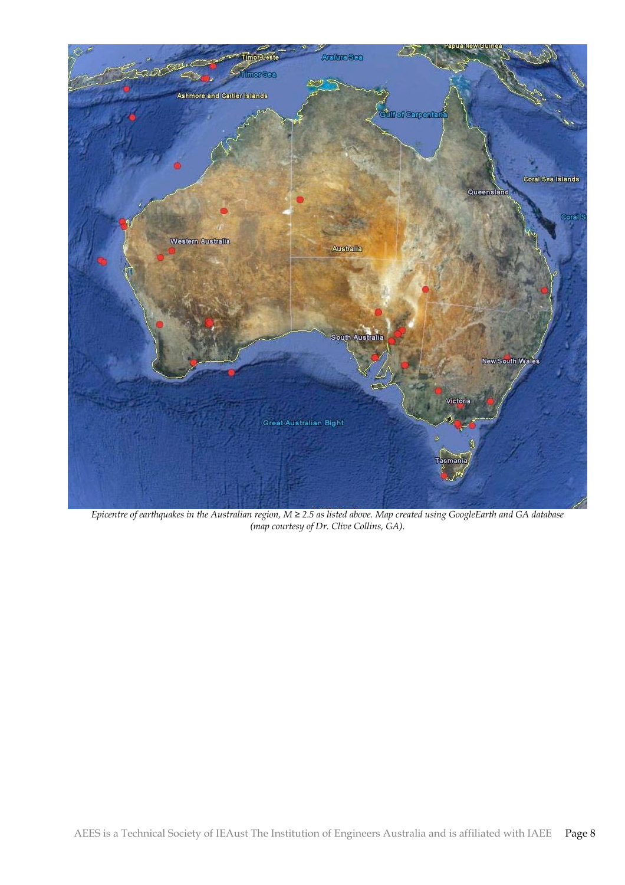*Epicentre of earthquakes in the Australian region, M ≥ 2.5 as listed above. Map created using GoogleEarth and GA database (map courtesy of Dr. Clive Collins, GA).*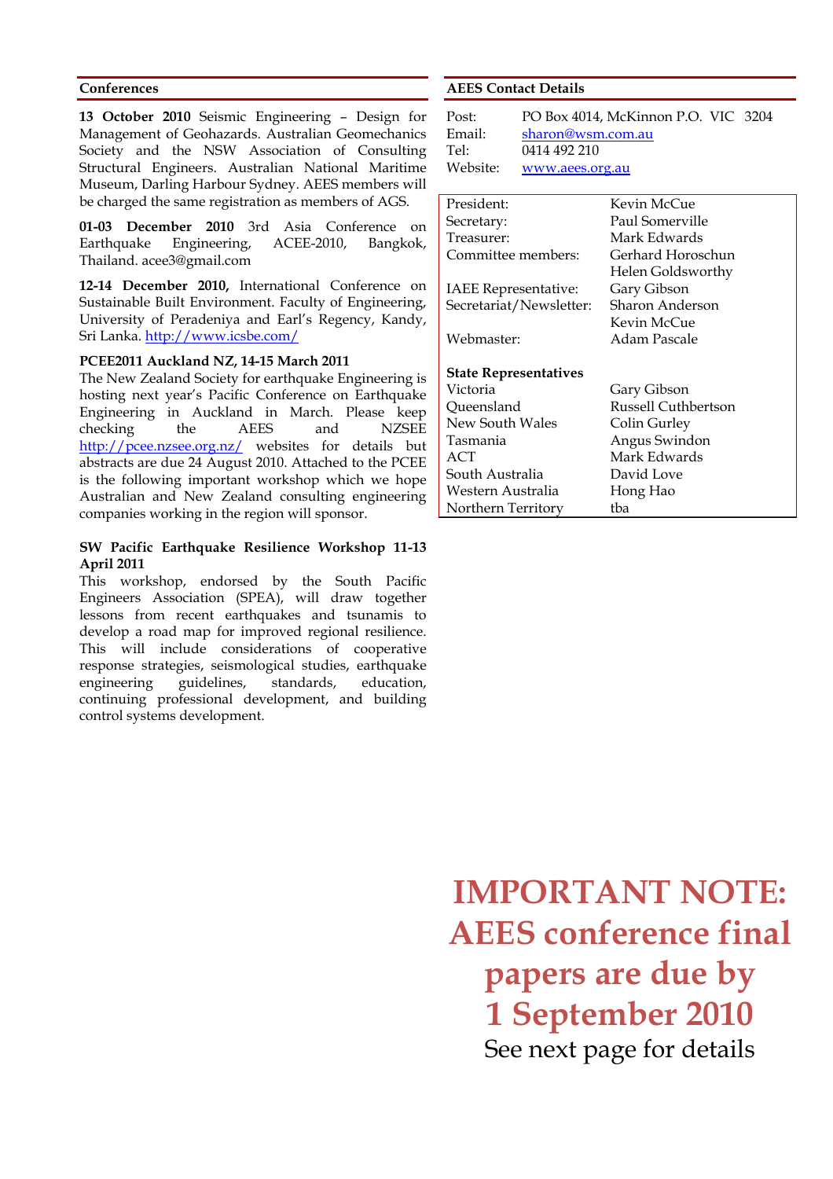## Conferences

**13 October 2010** Seismic Engineering – Design for Management of Geohazards. Australian Geomechanics Society and the NSW Association of Consulting Structural Engineers. Australian National Maritime Museum, Darling Harbour Sydney. AEES members will be charged the same registration as members of AGS.

**01-03 December 2010** 3rd Asia Conference on Earthquake Engineering, ACEE-2010, Bangkok, Thailand. acee3@gmail.com

**12-14 December 2010,** International Conference on Sustainable Built Environment. Faculty of Engineering, University of Peradeniya and Earl's Regency, Kandy, Sri Lanka. http://www.icsbe.com/

**PCEE2011 Auckland NZ, 14-15 March 2011**
The New Zealand Society for earthquake Engineering is hosting next year's Pacific Conference on Earthquake Engineering in Auckland in March. Please keep checking the AEES and NZSEE http://pcee.nzsee.org.nz/ websites for details but abstracts are due 24 August 2010. Attached to the PCEE is the following important workshop which we hope Australian and New Zealand consulting engineering companies working in the region will sponsor.

**SW Pacific Earthquake Resilience Workshop 11-13 April 2011**
This workshop, endorsed by the South Pacific Engineers Association (SPEA), will draw together lessons from recent earthquakes and tsunamis to develop a road map for improved regional resilience. This will include considerations of cooperative response strategies, seismological studies, earthquake engineering guidelines, standards, education, continuing professional development, and building control systems development.

## AEES Contact Details

| | |
|---|---|
| Post: | PO Box 4014, McKinnon P.O. VIC 3204 |
| Email: | sharon@wsm.com.au |
| Tel: | 0414 492 210 |
| Website: | www.aees.org.au |

| | |
|---|---|
| President: | Kevin McCue |
| Secretary: | Paul Somerville |
| Treasurer: | Mark Edwards |
| Committee members: | Gerhard Horoschun |
| | Helen Goldsworthy |
| IAEE Representative: | Gary Gibson |
| Secretariat/Newsletter: | Sharon Anderson |
| | Kevin McCue |
| Webmaster: | Adam Pascale |
| **State Representatives** | |
| Victoria | Gary Gibson |
| Queensland | Russell Cuthbertson |
| New South Wales | Colin Gurley |
| Tasmania | Angus Swindon |
| ACT | Mark Edwards |
| South Australia | David Love |
| Western Australia | Hong Hao |
| Northern Territory | tba |

**IMPORTANT NOTE: AEES conference final papers are due by 1 September 2010**

See next page for details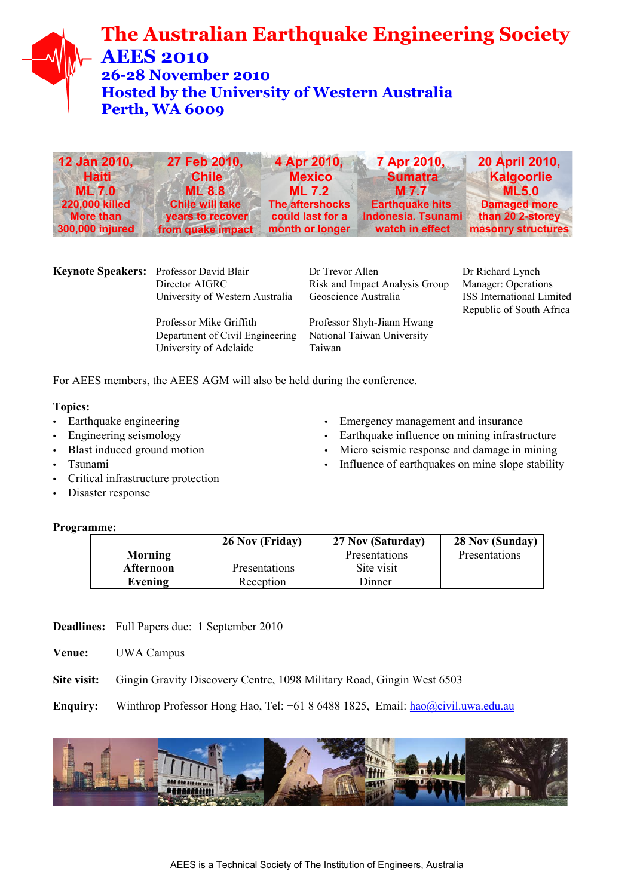# The Australian Earthquake Engineering Society

## AEES 2010

### 26-28 November 2010

### Hosted by the University of Western Australia

### Perth, WA 6009

| 12 Jan 2010, Haiti ML 7.0 | 27 Feb 2010, Chile ML 8.8 | 4 Apr 2010, Mexico ML 7.2 | 7 Apr 2010, Sumatra M 7.7 | 20 April 2010, Kalgoorlie ML5.0 |
|---|---|---|---|---|
| 220,000 killed More than 300,000 injured | Chile will take years to recover from quake impact | The aftershocks could last for a month or longer | Earthquake hits Indonesia. Tsunami watch in effect | Damaged more than 20 2-storey masonry structures |

**Keynote Speakers:**

Professor David Blair
Director AIGRC
University of Western Australia

Dr Trevor Allen
Risk and Impact Analysis Group
Geoscience Australia

Dr Richard Lynch
Manager: Operations
ISS International Limited
Republic of South Africa

Professor Mike Griffith
Department of Civil Engineering
University of Adelaide

Professor Shyh-Jiann Hwang
National Taiwan University
Taiwan

For AEES members, the AEES AGM will also be held during the conference.

**Topics:**

- Earthquake engineering
- Engineering seismology
- Blast induced ground motion
- Tsunami
- Critical infrastructure protection
- Disaster response
- Emergency management and insurance
- Earthquake influence on mining infrastructure
- Micro seismic response and damage in mining
- Influence of earthquakes on mine slope stability

**Programme:**

| | 26 Nov (Friday) | 27 Nov (Saturday) | 28 Nov (Sunday) |
|---|---|---|---|
| **Morning** | | Presentations | Presentations |
| **Afternoon** | Presentations | Site visit | |
| **Evening** | Reception | Dinner | |

**Deadlines:** Full Papers due: 1 September 2010

**Venue:** UWA Campus

**Site visit:** Gingin Gravity Discovery Centre, 1098 Military Road, Gingin West 6503

**Enquiry:** Winthrop Professor Hong Hao, Tel: +61 8 6488 1825, Email: hao@civil.uwa.edu.au

AEES is a Technical Society of The Institution of Engineers, Australia